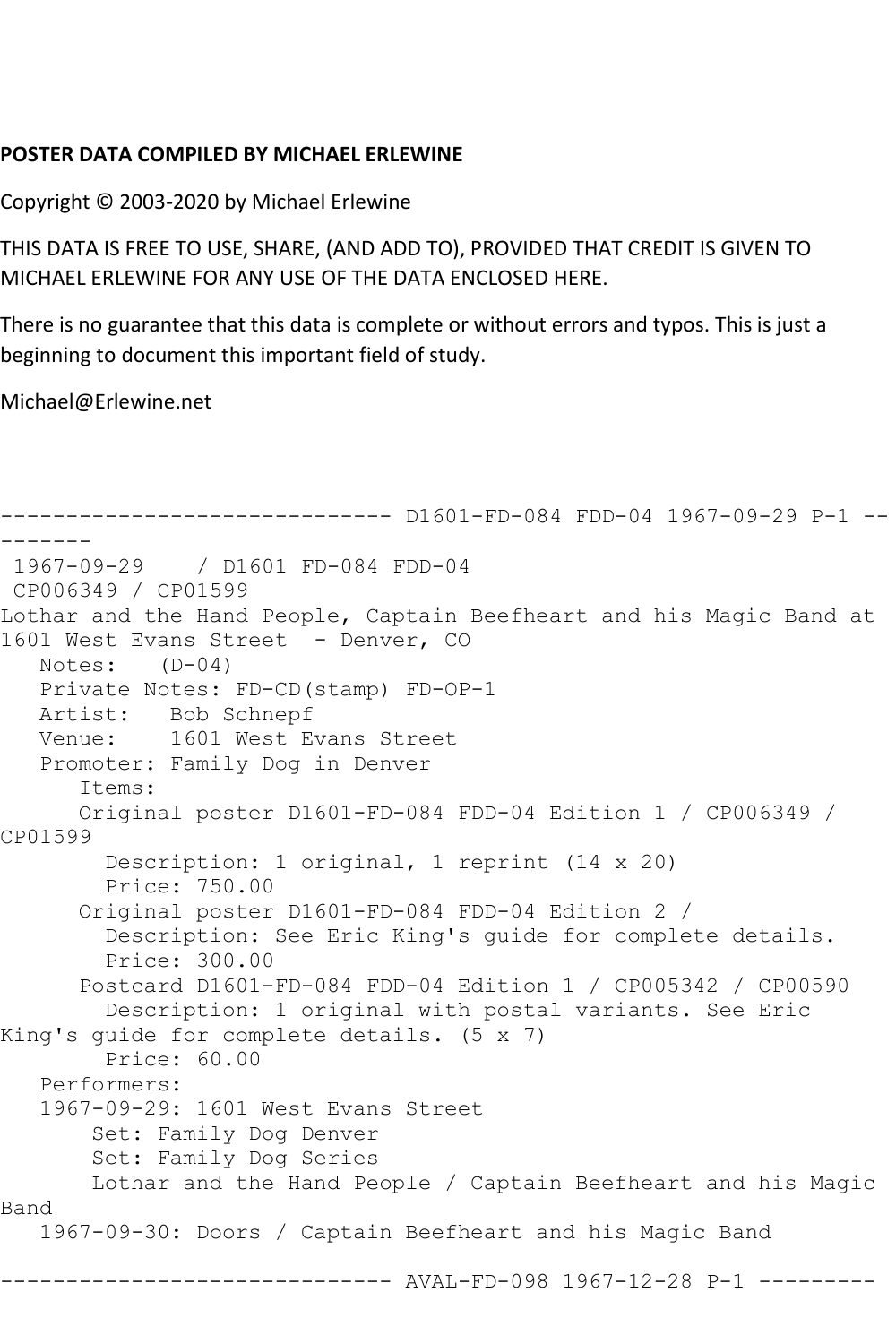**POSTER DATA COMPILED BY MICHAEL ERLEWINE**

Copyright © 2003-2020 by Michael Erlewine

THIS DATA IS FREE TO USE, SHARE, (AND ADD TO), PROVIDED THAT CREDIT IS GIVEN TO MICHAEL ERLEWINE FOR ANY USE OF THE DATA ENCLOSED HERE.

There is no guarantee that this data is complete or without errors and typos. This is just a beginning to document this important field of study.

Michael@Erlewine.net

```
------------------------------ D1601-FD-084 FDD-04 1967-09-29 P-1 ---------
 1967-09-29    / D1601 FD-084 FDD-04
 CP006349 / CP01599
Lothar and the Hand People, Captain Beefheart and his Magic Band at 1601 West Evans Street  - Denver, CO
   Notes:   (D-04)
   Private Notes: FD-CD(stamp) FD-OP-1
   Artist:   Bob Schnepf
   Venue:    1601 West Evans Street
   Promoter: Family Dog in Denver
      Items:
      Original poster D1601-FD-084 FDD-04 Edition 1 / CP006349 / CP01599
        Description: 1 original, 1 reprint (14 x 20)
        Price: 750.00
      Original poster D1601-FD-084 FDD-04 Edition 2 /
        Description: See Eric King's guide for complete details.
        Price: 300.00
      Postcard D1601-FD-084 FDD-04 Edition 1 / CP005342 / CP00590
        Description: 1 original with postal variants. See Eric King's guide for complete details. (5 x 7)
        Price: 60.00
   Performers:
   1967-09-29: 1601 West Evans Street
       Set: Family Dog Denver
       Set: Family Dog Series
       Lothar and the Hand People / Captain Beefheart and his Magic Band
   1967-09-30: Doors / Captain Beefheart and his Magic Band

------------------------------ AVAL-FD-098 1967-12-28 P-1 ---------
```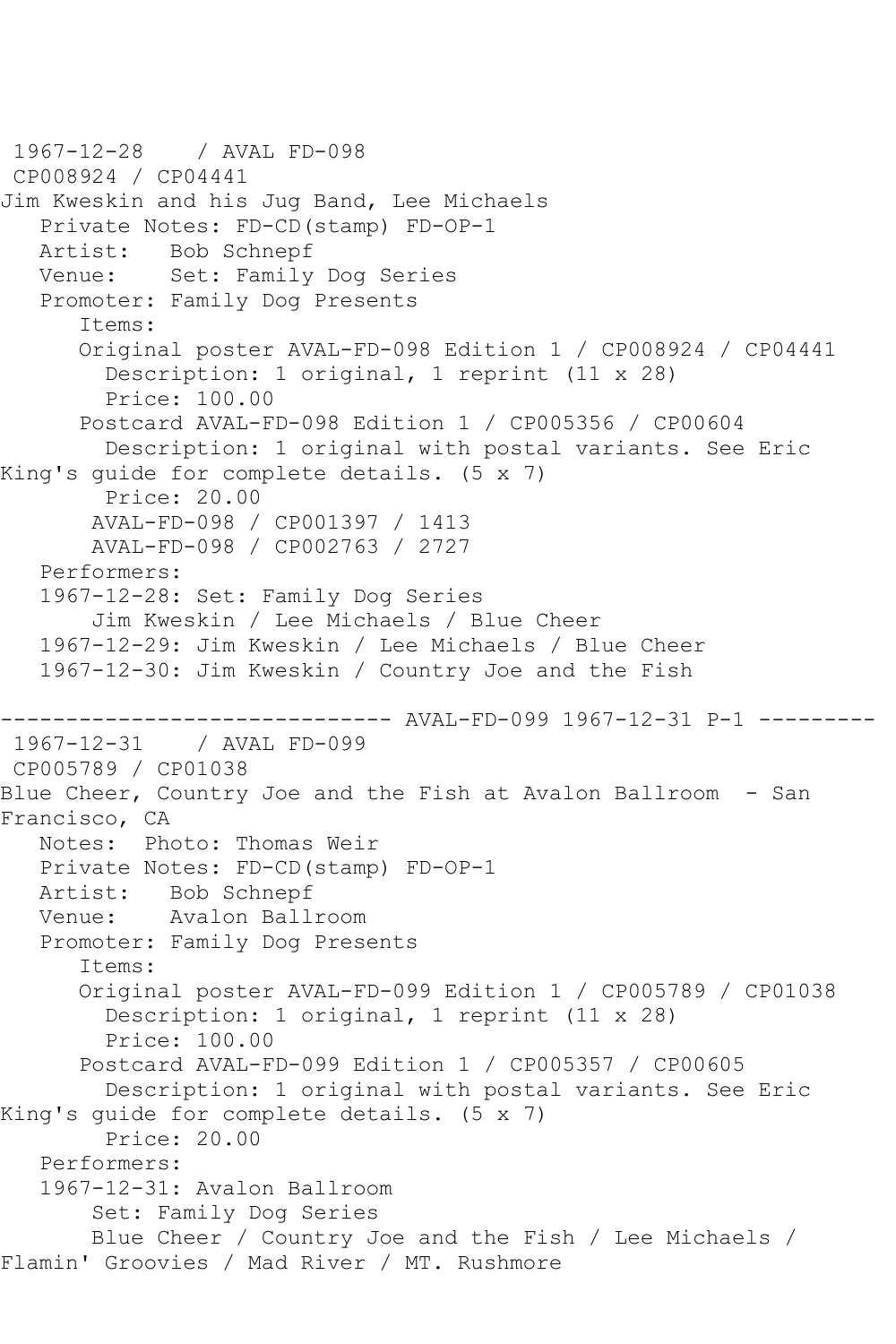```
1967-12-28    / AVAL FD-098
 CP008924 / CP04441
Jim Kweskin and his Jug Band, Lee Michaels
   Private Notes: FD-CD(stamp) FD-OP-1
   Artist:   Bob Schnepf
   Venue:    Set: Family Dog Series
   Promoter: Family Dog Presents
      Items:
      Original poster AVAL-FD-098 Edition 1 / CP008924 / CP04441
        Description: 1 original, 1 reprint (11 x 28)
        Price: 100.00
      Postcard AVAL-FD-098 Edition 1 / CP005356 / CP00604
        Description: 1 original with postal variants. See Eric
King's guide for complete details. (5 x 7)
        Price: 20.00
       AVAL-FD-098 / CP001397 / 1413
       AVAL-FD-098 / CP002763 / 2727
   Performers:
   1967-12-28: Set: Family Dog Series
       Jim Kweskin / Lee Michaels / Blue Cheer
   1967-12-29: Jim Kweskin / Lee Michaels / Blue Cheer
   1967-12-30: Jim Kweskin / Country Joe and the Fish

------------------------------ AVAL-FD-099 1967-12-31 P-1 ---------
 1967-12-31    / AVAL FD-099
 CP005789 / CP01038
Blue Cheer, Country Joe and the Fish at Avalon Ballroom  - San
Francisco, CA
   Notes:  Photo: Thomas Weir
   Private Notes: FD-CD(stamp) FD-OP-1
   Artist:   Bob Schnepf
   Venue:    Avalon Ballroom
   Promoter: Family Dog Presents
      Items:
      Original poster AVAL-FD-099 Edition 1 / CP005789 / CP01038
        Description: 1 original, 1 reprint (11 x 28)
        Price: 100.00
      Postcard AVAL-FD-099 Edition 1 / CP005357 / CP00605
        Description: 1 original with postal variants. See Eric
King's guide for complete details. (5 x 7)
        Price: 20.00
   Performers:
   1967-12-31: Avalon Ballroom
       Set: Family Dog Series
       Blue Cheer / Country Joe and the Fish / Lee Michaels /
Flamin' Groovies / Mad River / MT. Rushmore
```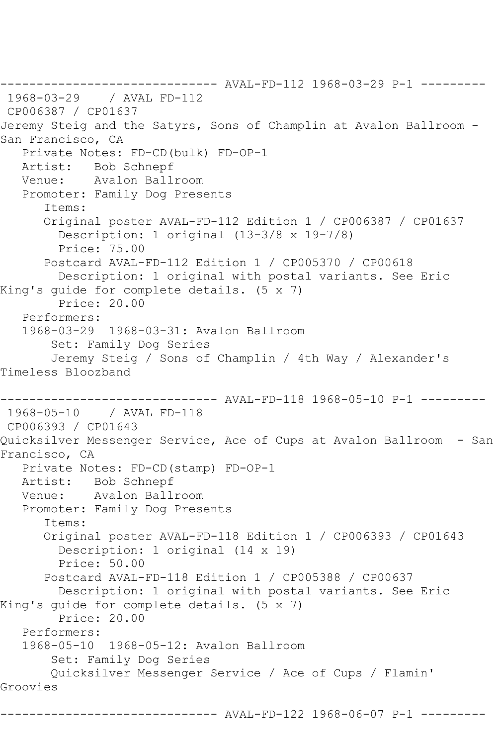------------------------------ AVAL-FD-112 1968-03-29 P-1 ---------

1968-03-29 / AVAL FD-112
CP006387 / CP01637

Jeremy Steig and the Satyrs, Sons of Champlin at Avalon Ballroom - San Francisco, CA

Private Notes: FD-CD(bulk) FD-OP-1
Artist: Bob Schnepf
Venue: Avalon Ballroom
Promoter: Family Dog Presents
Items:
Original poster AVAL-FD-112 Edition 1 / CP006387 / CP01637
Description: 1 original (13-3/8 x 19-7/8)
Price: 75.00
Postcard AVAL-FD-112 Edition 1 / CP005370 / CP00618
Description: 1 original with postal variants. See Eric King's guide for complete details. (5 x 7)
Price: 20.00
Performers:
1968-03-29 1968-03-31: Avalon Ballroom
Set: Family Dog Series
Jeremy Steig / Sons of Champlin / 4th Way / Alexander's Timeless Bloozband

------------------------------ AVAL-FD-118 1968-05-10 P-1 ---------

1968-05-10 / AVAL FD-118
CP006393 / CP01643

Quicksilver Messenger Service, Ace of Cups at Avalon Ballroom - San Francisco, CA

Private Notes: FD-CD(stamp) FD-OP-1
Artist: Bob Schnepf
Venue: Avalon Ballroom
Promoter: Family Dog Presents
Items:
Original poster AVAL-FD-118 Edition 1 / CP006393 / CP01643
Description: 1 original (14 x 19)
Price: 50.00
Postcard AVAL-FD-118 Edition 1 / CP005388 / CP00637
Description: 1 original with postal variants. See Eric King's guide for complete details. (5 x 7)
Price: 20.00
Performers:
1968-05-10 1968-05-12: Avalon Ballroom
Set: Family Dog Series
Quicksilver Messenger Service / Ace of Cups / Flamin' Groovies

------------------------------ AVAL-FD-122 1968-06-07 P-1 ---------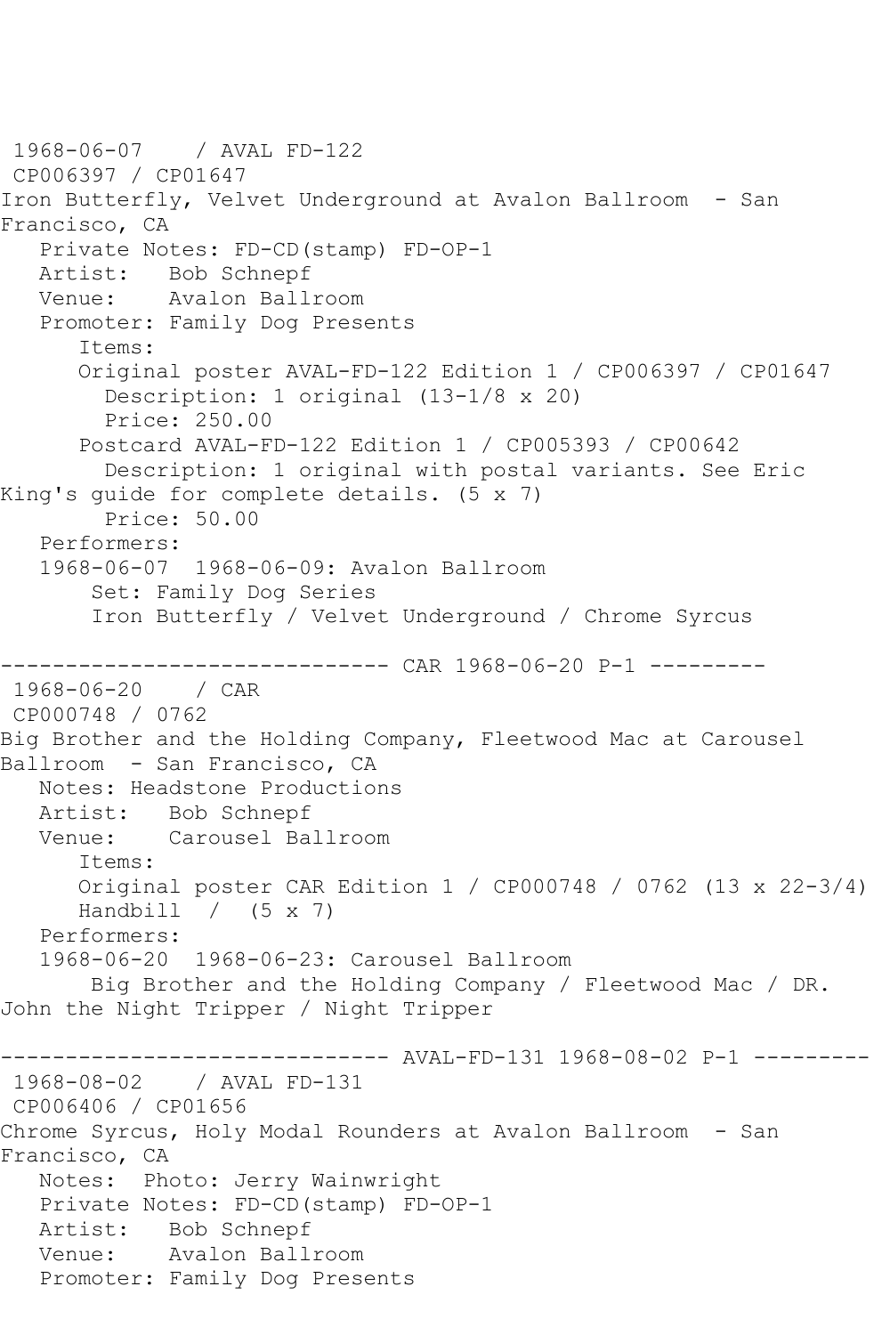1968-06-07 / AVAL FD-122
CP006397 / CP01647
Iron Butterfly, Velvet Underground at Avalon Ballroom - San Francisco, CA
   Private Notes: FD-CD(stamp) FD-OP-1
   Artist: Bob Schnepf
   Venue: Avalon Ballroom
   Promoter: Family Dog Presents
      Items:
      Original poster AVAL-FD-122 Edition 1 / CP006397 / CP01647
        Description: 1 original (13-1/8 x 20)
        Price: 250.00
      Postcard AVAL-FD-122 Edition 1 / CP005393 / CP00642
        Description: 1 original with postal variants. See Eric King's guide for complete details. (5 x 7)
        Price: 50.00
   Performers:
   1968-06-07 1968-06-09: Avalon Ballroom
       Set: Family Dog Series
       Iron Butterfly / Velvet Underground / Chrome Syrcus

------------------------------ CAR 1968-06-20 P-1 ---------

1968-06-20 / CAR
CP000748 / 0762
Big Brother and the Holding Company, Fleetwood Mac at Carousel Ballroom - San Francisco, CA
   Notes: Headstone Productions
   Artist: Bob Schnepf
   Venue: Carousel Ballroom
      Items:
      Original poster CAR Edition 1 / CP000748 / 0762 (13 x 22-3/4)
      Handbill / (5 x 7)
   Performers:
   1968-06-20 1968-06-23: Carousel Ballroom
       Big Brother and the Holding Company / Fleetwood Mac / DR. John the Night Tripper / Night Tripper

------------------------------ AVAL-FD-131 1968-08-02 P-1 ---------

1968-08-02 / AVAL FD-131
CP006406 / CP01656
Chrome Syrcus, Holy Modal Rounders at Avalon Ballroom - San Francisco, CA
   Notes: Photo: Jerry Wainwright
   Private Notes: FD-CD(stamp) FD-OP-1
   Artist: Bob Schnepf
   Venue: Avalon Ballroom
   Promoter: Family Dog Presents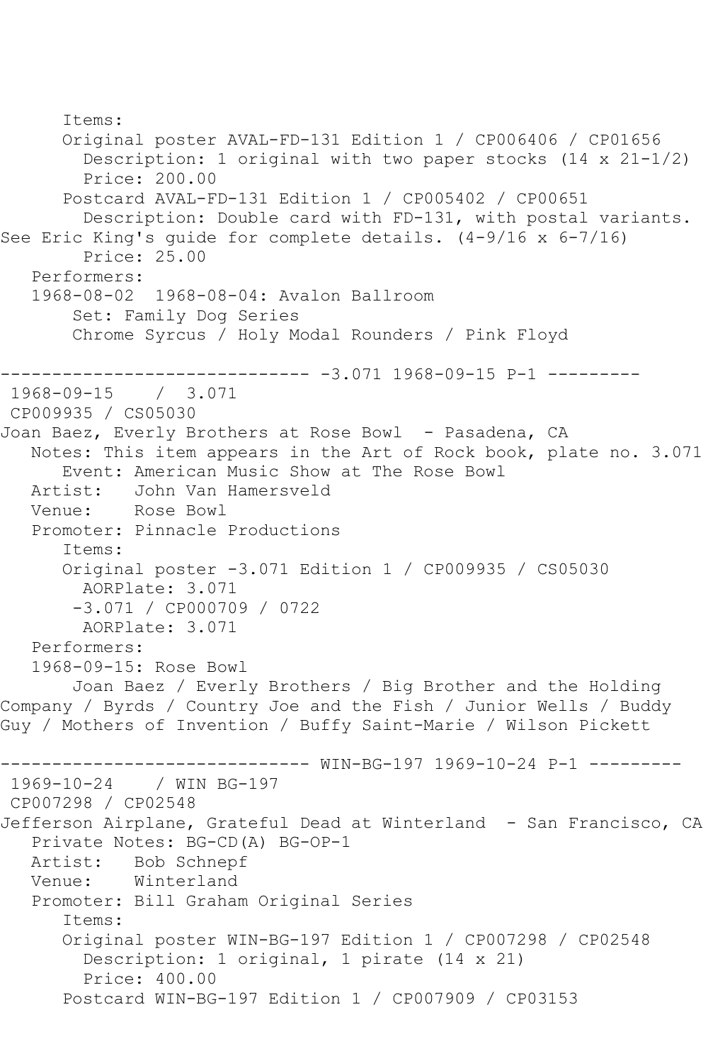```
      Items:
      Original poster AVAL-FD-131 Edition 1 / CP006406 / CP01656
        Description: 1 original with two paper stocks (14 x 21-1/2)
        Price: 200.00
      Postcard AVAL-FD-131 Edition 1 / CP005402 / CP00651
        Description: Double card with FD-131, with postal variants.
See Eric King's guide for complete details. (4-9/16 x 6-7/16)
        Price: 25.00
   Performers:
   1968-08-02  1968-08-04: Avalon Ballroom
       Set: Family Dog Series
       Chrome Syrcus / Holy Modal Rounders / Pink Floyd

------------------------------ -3.071 1968-09-15 P-1 ---------
 1968-09-15    /  3.071
 CP009935 / CS05030
Joan Baez, Everly Brothers at Rose Bowl  - Pasadena, CA
   Notes: This item appears in the Art of Rock book, plate no. 3.071
      Event: American Music Show at The Rose Bowl
   Artist:   John Van Hamersveld
   Venue:    Rose Bowl
   Promoter: Pinnacle Productions
      Items:
      Original poster -3.071 Edition 1 / CP009935 / CS05030
        AORPlate: 3.071
       -3.071 / CP000709 / 0722
        AORPlate: 3.071
   Performers:
   1968-09-15: Rose Bowl
       Joan Baez / Everly Brothers / Big Brother and the Holding
Company / Byrds / Country Joe and the Fish / Junior Wells / Buddy
Guy / Mothers of Invention / Buffy Saint-Marie / Wilson Pickett

------------------------------ WIN-BG-197 1969-10-24 P-1 ---------
 1969-10-24    / WIN BG-197
 CP007298 / CP02548
Jefferson Airplane, Grateful Dead at Winterland  - San Francisco, CA
   Private Notes: BG-CD(A) BG-OP-1
   Artist:   Bob Schnepf
   Venue:    Winterland
   Promoter: Bill Graham Original Series
      Items:
      Original poster WIN-BG-197 Edition 1 / CP007298 / CP02548
        Description: 1 original, 1 pirate (14 x 21)
        Price: 400.00
      Postcard WIN-BG-197 Edition 1 / CP007909 / CP03153
```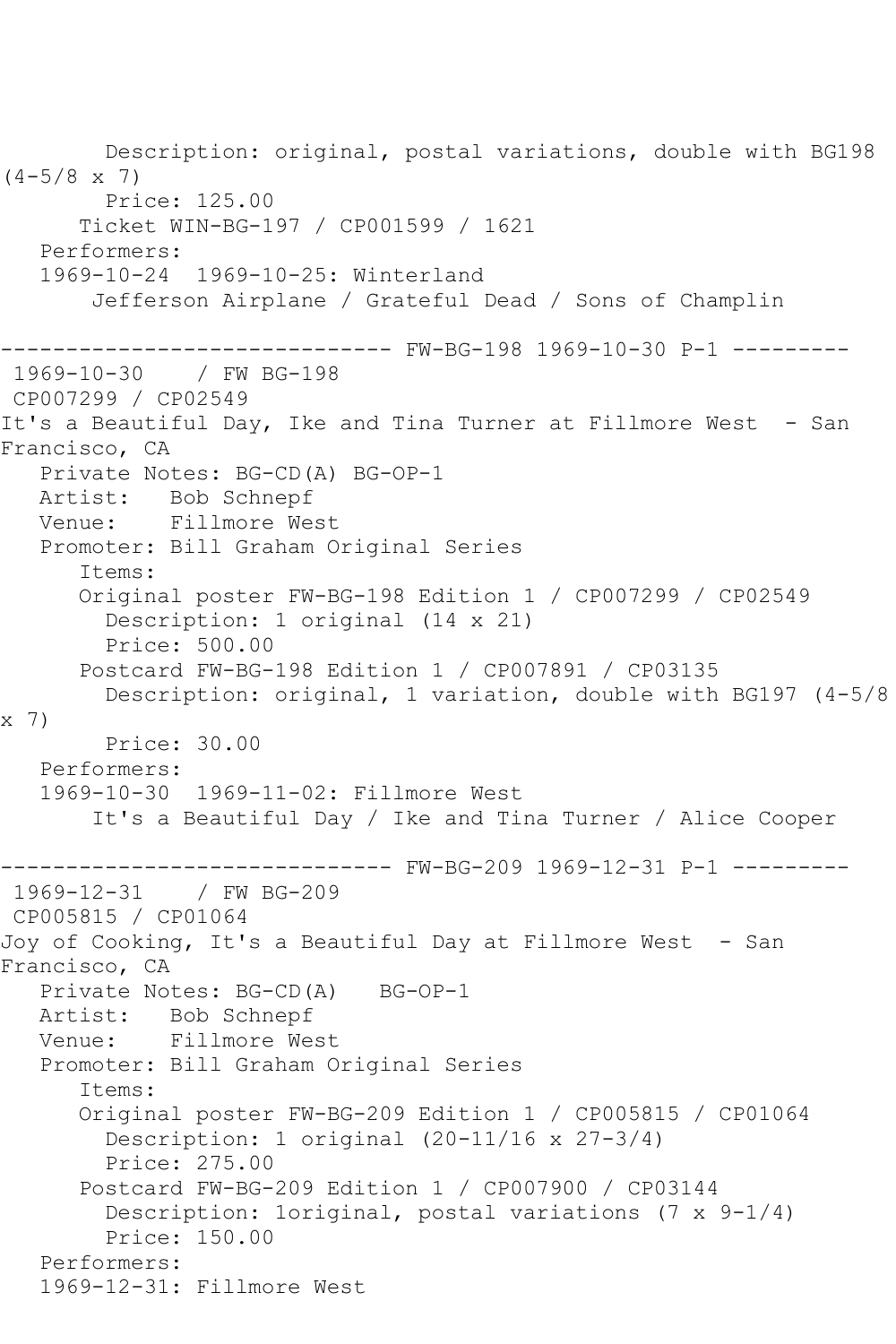Description: original, postal variations, double with BG198 (4-5/8 x 7)
Price: 125.00
Ticket WIN-BG-197 / CP001599 / 1621
Performers:
1969-10-24 1969-10-25: Winterland
Jefferson Airplane / Grateful Dead / Sons of Champlin

------------------------------ FW-BG-198 1969-10-30 P-1 ---------

1969-10-30 / FW BG-198
CP007299 / CP02549
It's a Beautiful Day, Ike and Tina Turner at Fillmore West - San Francisco, CA
Private Notes: BG-CD(A) BG-OP-1
Artist: Bob Schnepf
Venue: Fillmore West
Promoter: Bill Graham Original Series
Items:
Original poster FW-BG-198 Edition 1 / CP007299 / CP02549
Description: 1 original (14 x 21)
Price: 500.00
Postcard FW-BG-198 Edition 1 / CP007891 / CP03135
Description: original, 1 variation, double with BG197 (4-5/8 x 7)
Price: 30.00
Performers:
1969-10-30 1969-11-02: Fillmore West
It's a Beautiful Day / Ike and Tina Turner / Alice Cooper

------------------------------ FW-BG-209 1969-12-31 P-1 ---------

1969-12-31 / FW BG-209
CP005815 / CP01064
Joy of Cooking, It's a Beautiful Day at Fillmore West - San Francisco, CA
Private Notes: BG-CD(A) BG-OP-1
Artist: Bob Schnepf
Venue: Fillmore West
Promoter: Bill Graham Original Series
Items:
Original poster FW-BG-209 Edition 1 / CP005815 / CP01064
Description: 1 original (20-11/16 x 27-3/4)
Price: 275.00
Postcard FW-BG-209 Edition 1 / CP007900 / CP03144
Description: 1original, postal variations (7 x 9-1/4)
Price: 150.00
Performers:
1969-12-31: Fillmore West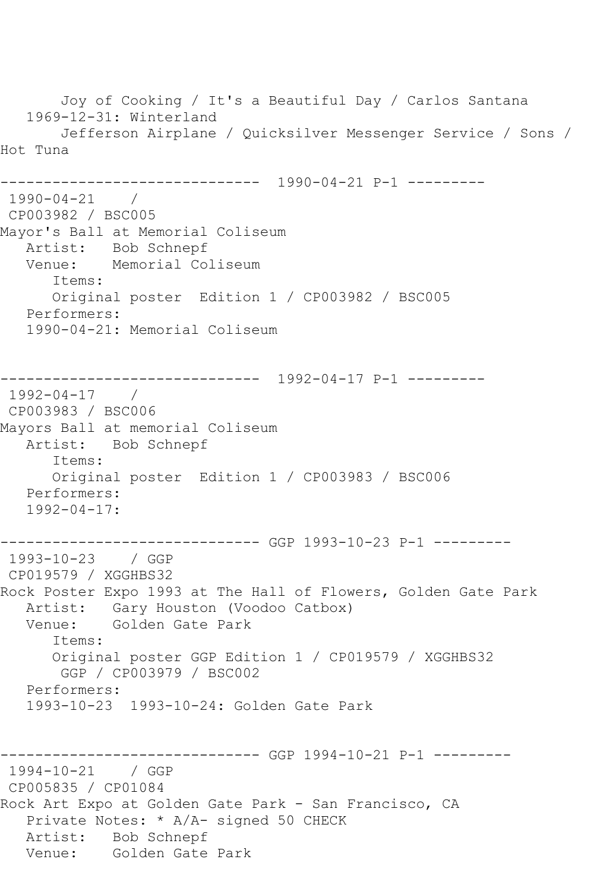```
      Joy of Cooking / It's a Beautiful Day / Carlos Santana
   1969-12-31: Winterland
       Jefferson Airplane / Quicksilver Messenger Service / Sons / 
Hot Tuna

------------------------------  1990-04-21 P-1 ---------
 1990-04-21    / 
 CP003982 / BSC005
Mayor's Ball at Memorial Coliseum
   Artist:   Bob Schnepf
   Venue:    Memorial Coliseum
      Items:
      Original poster  Edition 1 / CP003982 / BSC005
   Performers:
   1990-04-21: Memorial Coliseum


------------------------------  1992-04-17 P-1 ---------
 1992-04-17    / 
 CP003983 / BSC006
Mayors Ball at memorial Coliseum
   Artist:   Bob Schnepf
      Items:
      Original poster  Edition 1 / CP003983 / BSC006
   Performers:
   1992-04-17:

------------------------------ GGP 1993-10-23 P-1 ---------
 1993-10-23    / GGP
 CP019579 / XGGHBS32
Rock Poster Expo 1993 at The Hall of Flowers, Golden Gate Park
   Artist:   Gary Houston (Voodoo Catbox)
   Venue:    Golden Gate Park
      Items:
      Original poster GGP Edition 1 / CP019579 / XGGHBS32
       GGP / CP003979 / BSC002
   Performers:
   1993-10-23  1993-10-24: Golden Gate Park


------------------------------ GGP 1994-10-21 P-1 ---------
 1994-10-21    / GGP
 CP005835 / CP01084
Rock Art Expo at Golden Gate Park - San Francisco, CA
   Private Notes: * A/A- signed 50 CHECK
   Artist:   Bob Schnepf
   Venue:    Golden Gate Park
```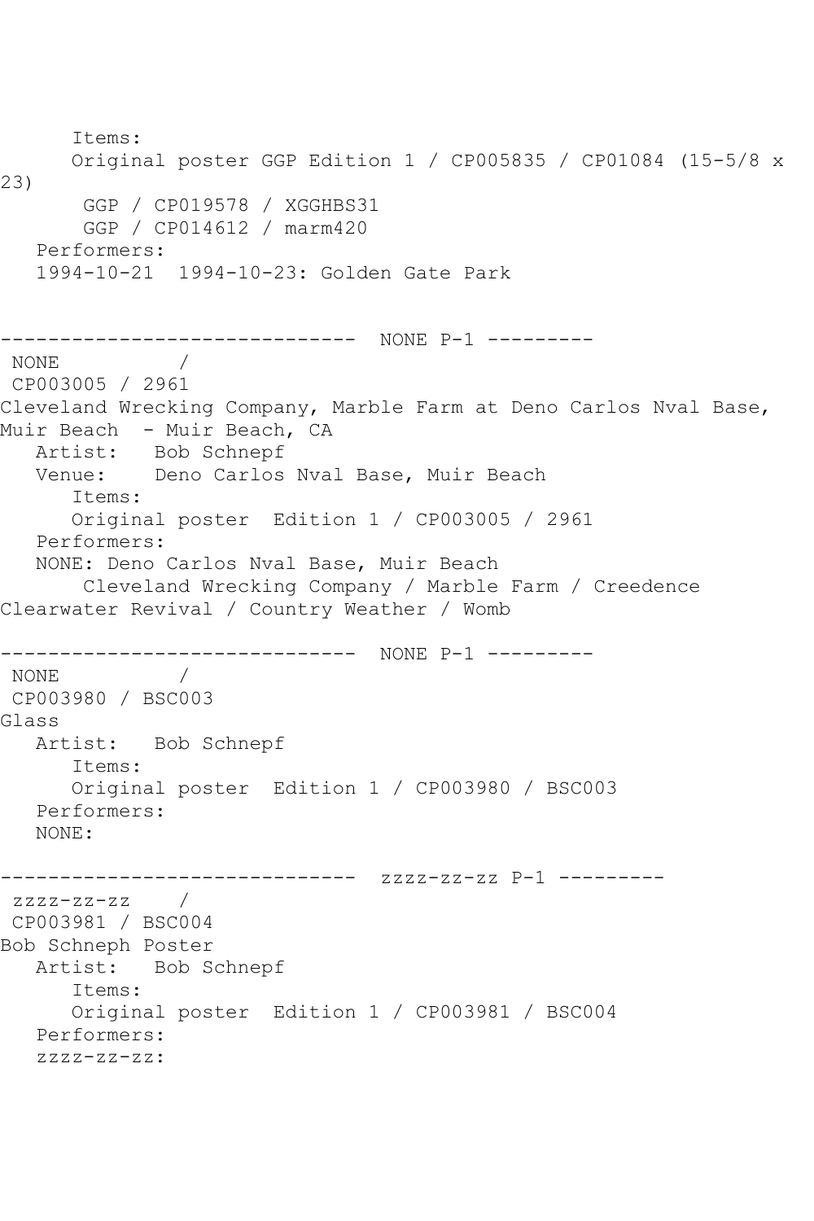```
      Items:
      Original poster GGP Edition 1 / CP005835 / CP01084 (15-5/8 x
23)
       GGP / CP019578 / XGGHBS31
       GGP / CP014612 / marm420
   Performers:
   1994-10-21  1994-10-23: Golden Gate Park


------------------------------  NONE P-1 ---------
 NONE          /
 CP003005 / 2961
Cleveland Wrecking Company, Marble Farm at Deno Carlos Nval Base,
Muir Beach  - Muir Beach, CA
   Artist:   Bob Schnepf
   Venue:    Deno Carlos Nval Base, Muir Beach
      Items:
      Original poster  Edition 1 / CP003005 / 2961
   Performers:
   NONE: Deno Carlos Nval Base, Muir Beach
       Cleveland Wrecking Company / Marble Farm / Creedence
Clearwater Revival / Country Weather / Womb

------------------------------  NONE P-1 ---------
 NONE          /
 CP003980 / BSC003
Glass
   Artist:   Bob Schnepf
      Items:
      Original poster  Edition 1 / CP003980 / BSC003
   Performers:
   NONE:

------------------------------  zzzz-zz-zz P-1 ---------
 zzzz-zz-zz    /
 CP003981 / BSC004
Bob Schneph Poster
   Artist:   Bob Schnepf
      Items:
      Original poster  Edition 1 / CP003981 / BSC004
   Performers:
   zzzz-zz-zz:
```